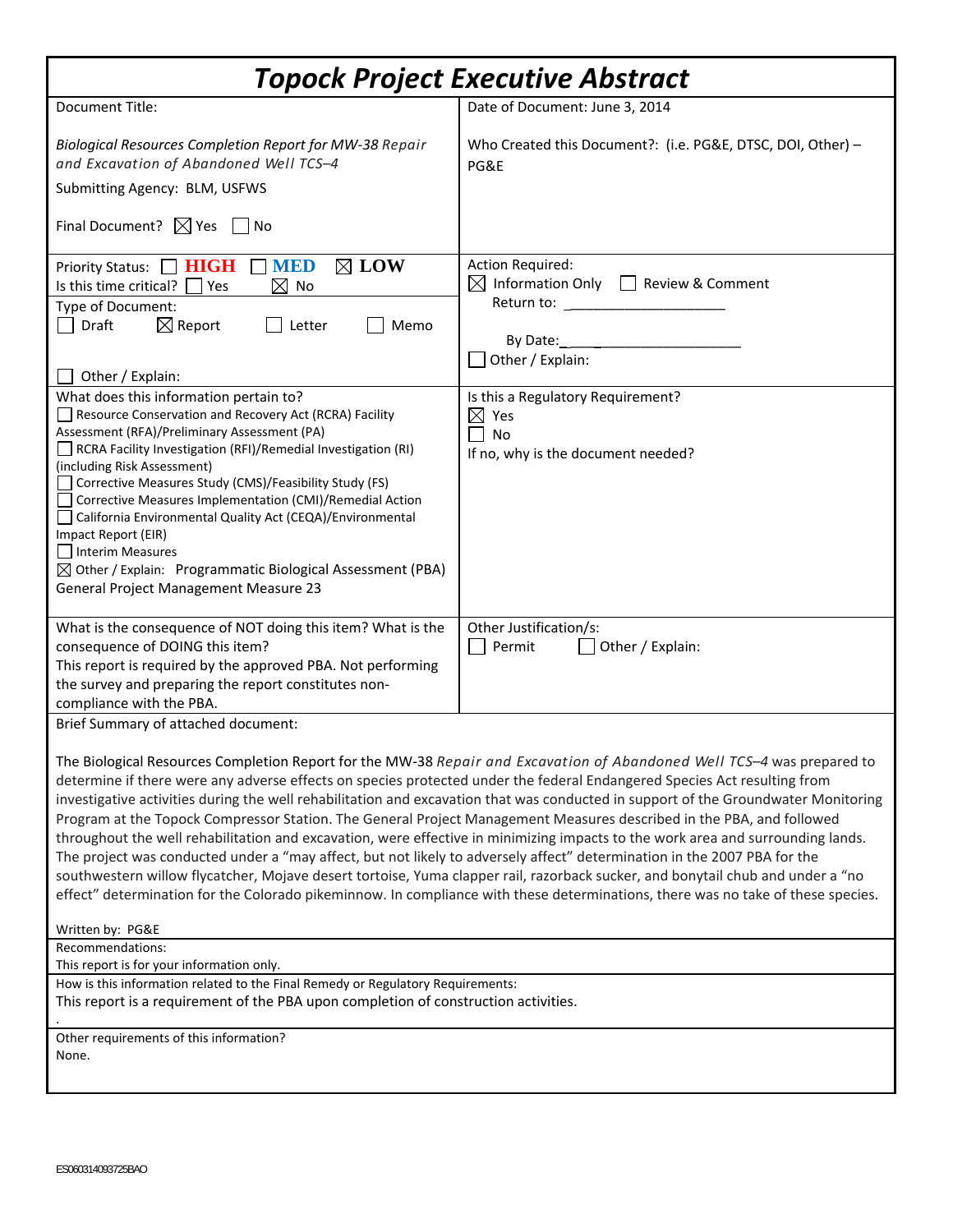# *Topock Project Executive Abstract*

| Document Title: | Date of Document: June 3, 2014 |
|---|---|
| *Biological Resources Completion Report for MW-38 Repair and Excavation of Abandoned Well TCS–4*<br><br>Submitting Agency: BLM, USFWS<br><br>Final Document? ☒ Yes ☐ No | Who Created this Document?: (i.e. PG&E, DTSC, DOI, Other) – PG&E |
| Priority Status: ☐ **HIGH** ☐ **MED** ☒ **LOW**<br>Is this time critical? ☐ Yes ☒ No<br>Type of Document:<br>☐ Draft ☒ Report ☐ Letter ☐ Memo<br><br>☐ Other / Explain: | Action Required:<br>☒ Information Only ☐ Review & Comment<br>Return to: ____________________<br><br>By Date:____________________<br>☐ Other / Explain: |
| What does this information pertain to?<br>☐ Resource Conservation and Recovery Act (RCRA) Facility Assessment (RFA)/Preliminary Assessment (PA)<br>☐ RCRA Facility Investigation (RFI)/Remedial Investigation (RI) (including Risk Assessment)<br>☐ Corrective Measures Study (CMS)/Feasibility Study (FS)<br>☐ Corrective Measures Implementation (CMI)/Remedial Action<br>☐ California Environmental Quality Act (CEQA)/Environmental Impact Report (EIR)<br>☐ Interim Measures<br>☒ Other / Explain: Programmatic Biological Assessment (PBA) General Project Management Measure 23 | Is this a Regulatory Requirement?<br>☒ Yes<br>☐ No<br>If no, why is the document needed? |
| What is the consequence of NOT doing this item? What is the consequence of DOING this item?<br>This report is required by the approved PBA. Not performing the survey and preparing the report constitutes non-compliance with the PBA. | Other Justification/s:<br>☐ Permit ☐ Other / Explain: |

**Brief Summary of attached document:**

The Biological Resources Completion Report for the MW-38 *Repair and Excavation of Abandoned Well TCS–4* was prepared to determine if there were any adverse effects on species protected under the federal Endangered Species Act resulting from investigative activities during the well rehabilitation and excavation that was conducted in support of the Groundwater Monitoring Program at the Topock Compressor Station. The General Project Management Measures described in the PBA, and followed throughout the well rehabilitation and excavation, were effective in minimizing impacts to the work area and surrounding lands. The project was conducted under a "may affect, but not likely to adversely affect" determination in the 2007 PBA for the southwestern willow flycatcher, Mojave desert tortoise, Yuma clapper rail, razorback sucker, and bonytail chub and under a "no effect" determination for the Colorado pikeminnow. In compliance with these determinations, there was no take of these species.

Written by: PG&E

**Recommendations:**
This report is for your information only.

**How is this information related to the Final Remedy or Regulatory Requirements:**
This report is a requirement of the PBA upon completion of construction activities.

**Other requirements of this information?**
None.

ES060314093725BAO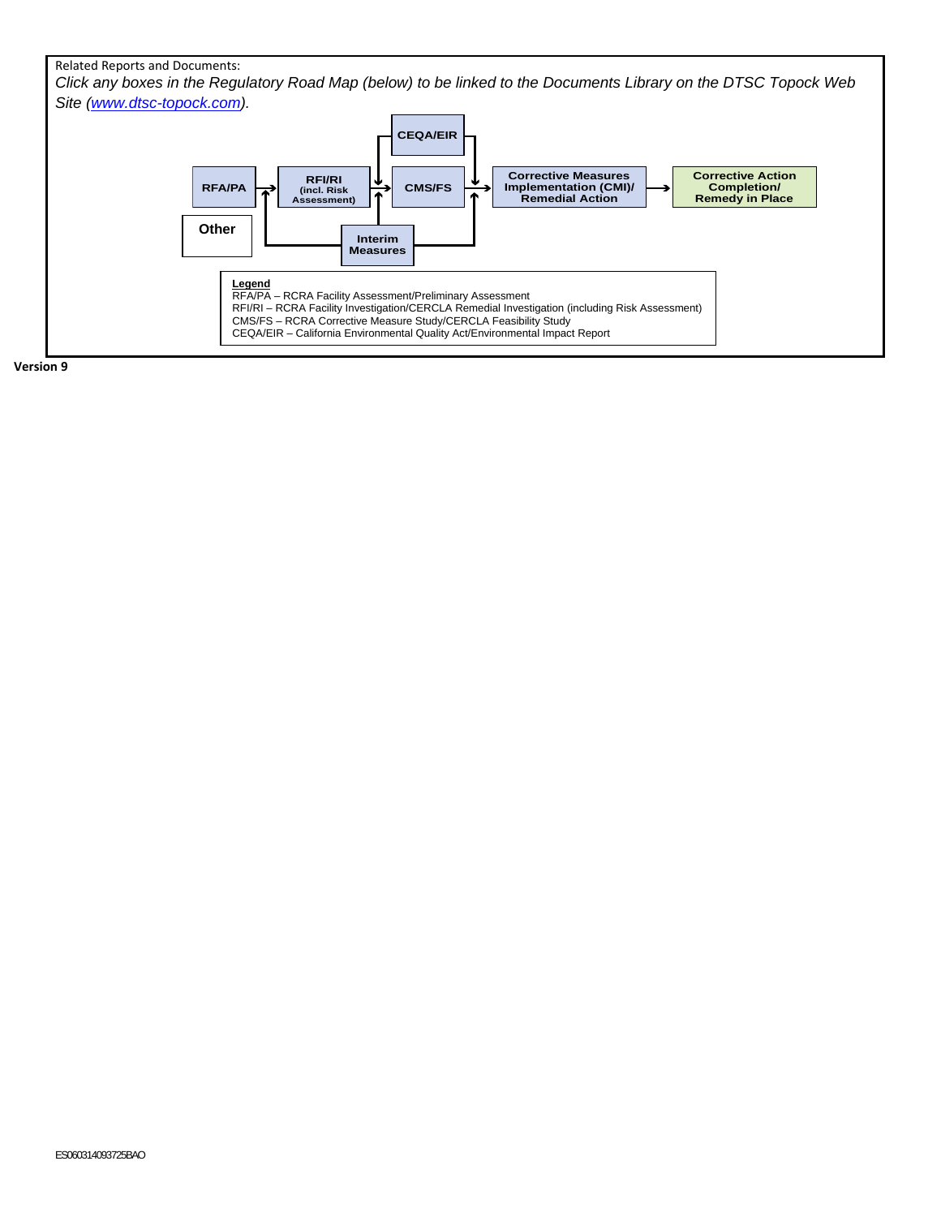Related Reports and Documents:

*Click any boxes in the Regulatory Road Map (below) to be linked to the Documents Library on the DTSC Topock Web Site ([www.dtsc-topock.com](http://www.dtsc-topock.com)).*

**CEQA/EIR**

**RFA/PA** → **RFI/RI (incl. Risk Assessment)** → **CMS/FS** → **Corrective Measures Implementation (CMI)/ Remedial Action** → **Corrective Action Completion/ Remedy in Place**

**Other**

**Interim Measures**

**Legend**
RFA/PA – RCRA Facility Assessment/Preliminary Assessment
RFI/RI – RCRA Facility Investigation/CERCLA Remedial Investigation (including Risk Assessment)
CMS/FS – RCRA Corrective Measure Study/CERCLA Feasibility Study
CEQA/EIR – California Environmental Quality Act/Environmental Impact Report

**Version 9**

ES060314093725BAO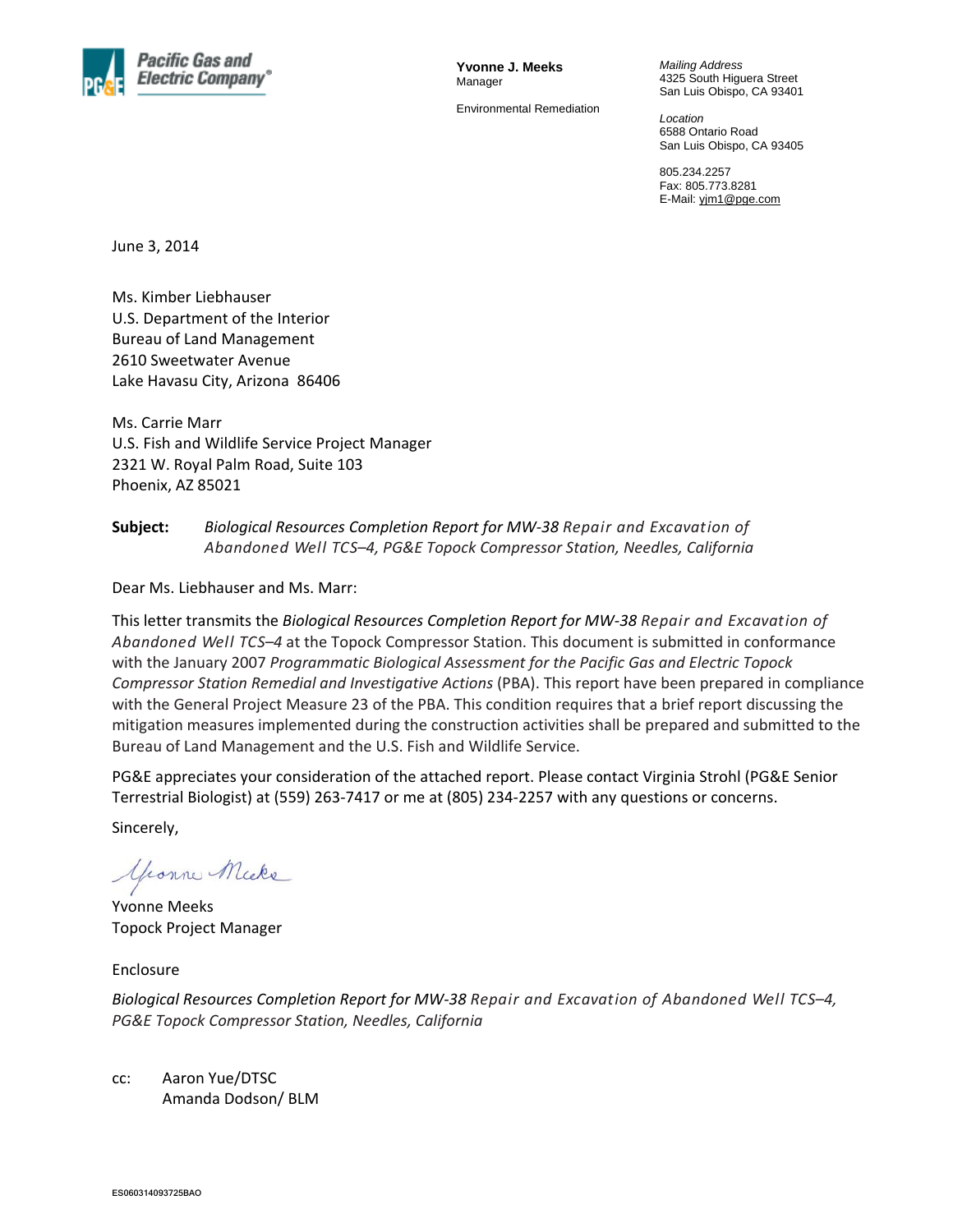Pacific Gas and Electric Company®

**Yvonne J. Meeks**
Manager

Environmental Remediation

*Mailing Address*
4325 South Higuera Street
San Luis Obispo, CA 93401

*Location*
6588 Ontario Road
San Luis Obispo, CA 93405

805.234.2257
Fax: 805.773.8281
E-Mail: yjm1@pge.com

June 3, 2014

Ms. Kimber Liebhauser
U.S. Department of the Interior
Bureau of Land Management
2610 Sweetwater Avenue
Lake Havasu City, Arizona 86406

Ms. Carrie Marr
U.S. Fish and Wildlife Service Project Manager
2321 W. Royal Palm Road, Suite 103
Phoenix, AZ 85021

**Subject:** *Biological Resources Completion Report for MW-38 Repair and Excavation of Abandoned Well TCS–4, PG&E Topock Compressor Station, Needles, California*

Dear Ms. Liebhauser and Ms. Marr:

This letter transmits the *Biological Resources Completion Report for MW-38 Repair and Excavation of Abandoned Well TCS–4* at the Topock Compressor Station. This document is submitted in conformance with the January 2007 *Programmatic Biological Assessment for the Pacific Gas and Electric Topock Compressor Station Remedial and Investigative Actions* (PBA). This report have been prepared in compliance with the General Project Measure 23 of the PBA. This condition requires that a brief report discussing the mitigation measures implemented during the construction activities shall be prepared and submitted to the Bureau of Land Management and the U.S. Fish and Wildlife Service.

PG&E appreciates your consideration of the attached report. Please contact Virginia Strohl (PG&E Senior Terrestrial Biologist) at (559) 263-7417 or me at (805) 234-2257 with any questions or concerns.

Sincerely,

Yvonne Meeks
Topock Project Manager

Enclosure

*Biological Resources Completion Report for MW-38 Repair and Excavation of Abandoned Well TCS–4, PG&E Topock Compressor Station, Needles, California*

cc: Aaron Yue/DTSC
Amanda Dodson/ BLM

ES060314093725BAO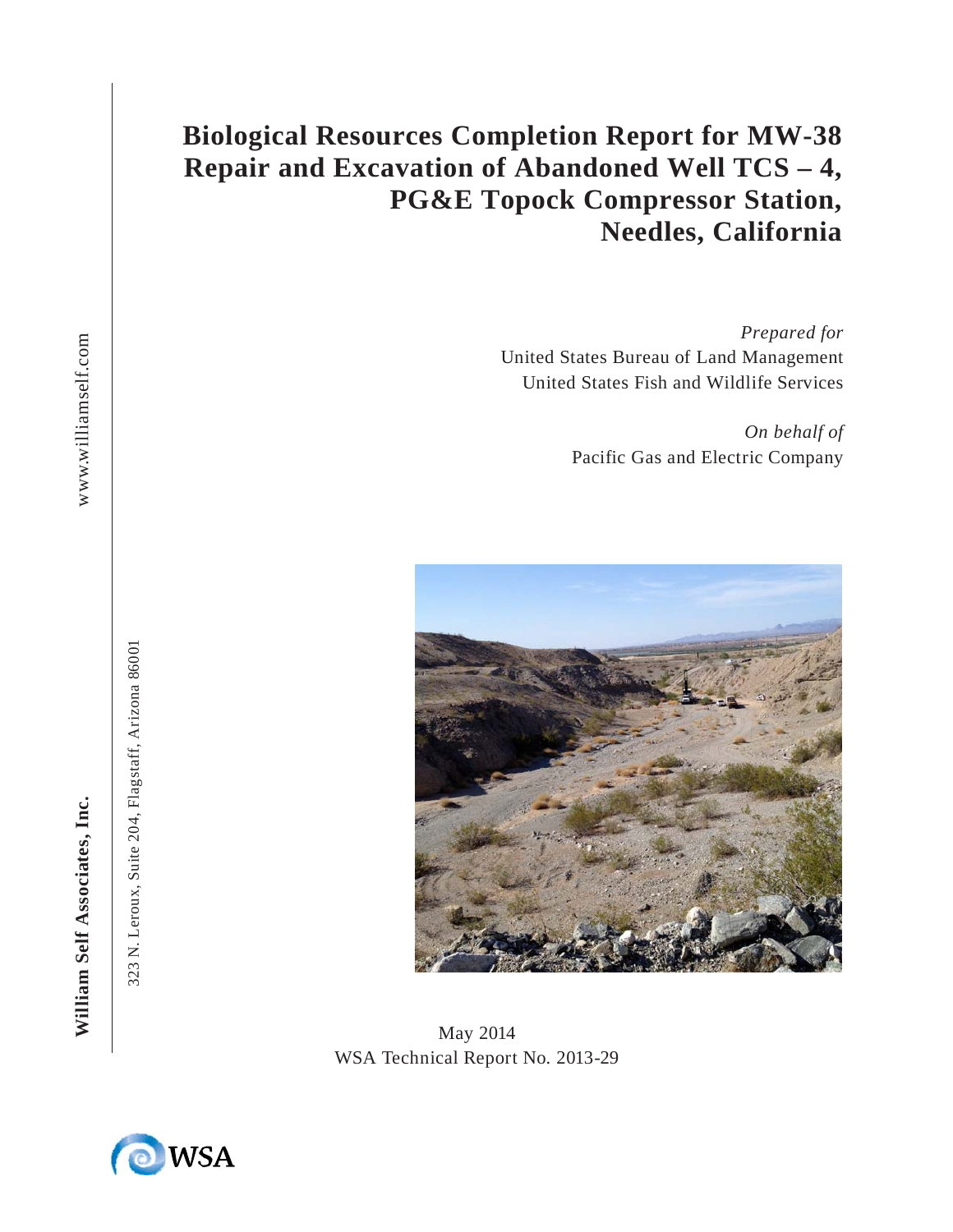# Biological Resources Completion Report for MW-38 Repair and Excavation of Abandoned Well TCS – 4, PG&E Topock Compressor Station, Needles, California

*Prepared for*
United States Bureau of Land Management
United States Fish and Wildlife Services

*On behalf of*
Pacific Gas and Electric Company

May 2014
WSA Technical Report No. 2013-29

**William Self Associates, Inc.**
323 N. Leroux, Suite 204, Flagstaff, Arizona 86001
www.williamself.com

WSA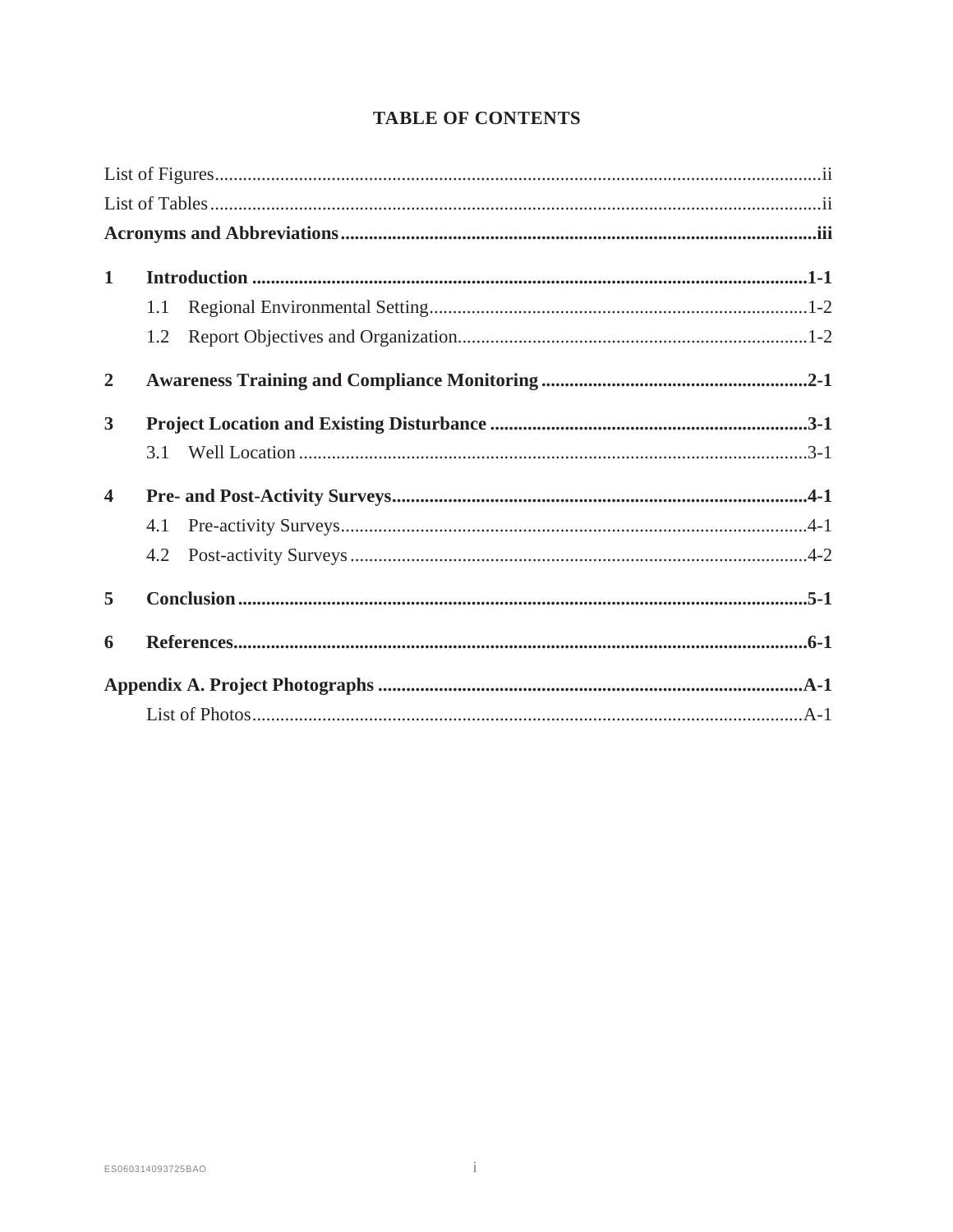# TABLE OF CONTENTS

List of Figures .......... ii

List of Tables .......... ii

**Acronyms and Abbreviations .......... iii**

**1 Introduction .......... 1-1**

- 1.1 Regional Environmental Setting .......... 1-2
- 1.2 Report Objectives and Organization .......... 1-2

**2 Awareness Training and Compliance Monitoring .......... 2-1**

**3 Project Location and Existing Disturbance .......... 3-1**

- 3.1 Well Location .......... 3-1

**4 Pre- and Post-Activity Surveys .......... 4-1**

- 4.1 Pre-activity Surveys .......... 4-1
- 4.2 Post-activity Surveys .......... 4-2

**5 Conclusion .......... 5-1**

**6 References .......... 6-1**

**Appendix A. Project Photographs .......... A-1**

- List of Photos .......... A-1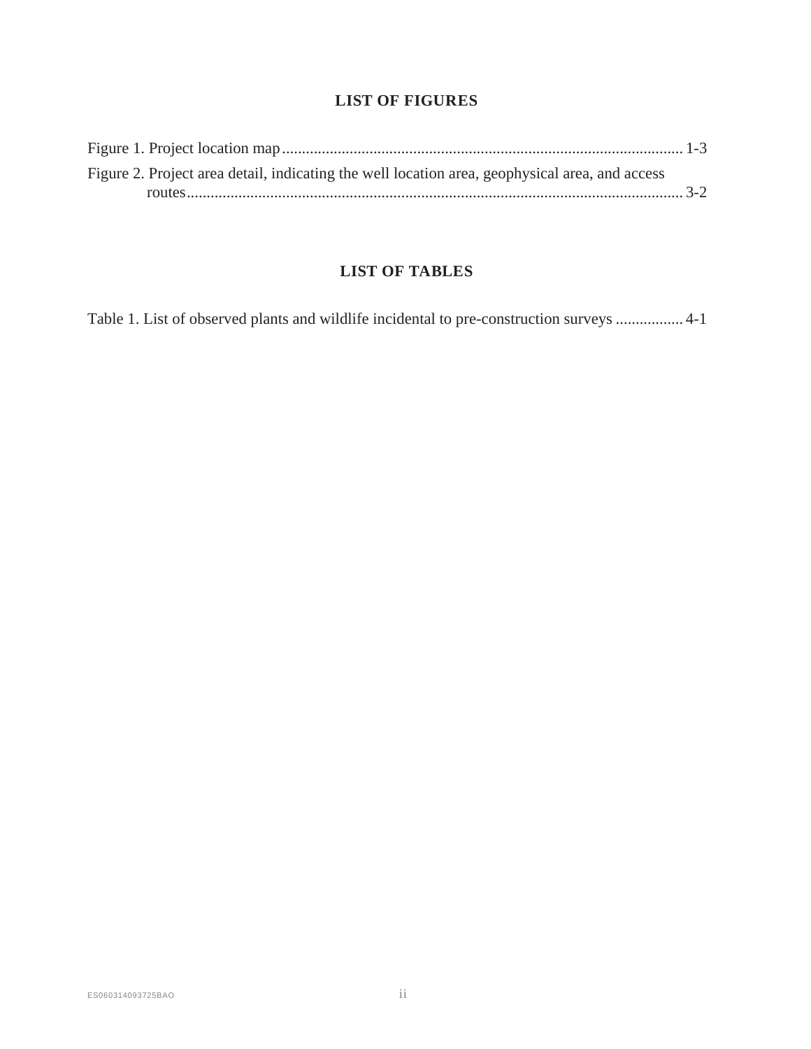## LIST OF FIGURES

Figure 1. Project location map ........................................................................................................ 1-3
Figure 2. Project area detail, indicating the well location area, geophysical area, and access routes ........................................................................................................................................ 3-2

## LIST OF TABLES

Table 1. List of observed plants and wildlife incidental to pre-construction surveys ................. 4-1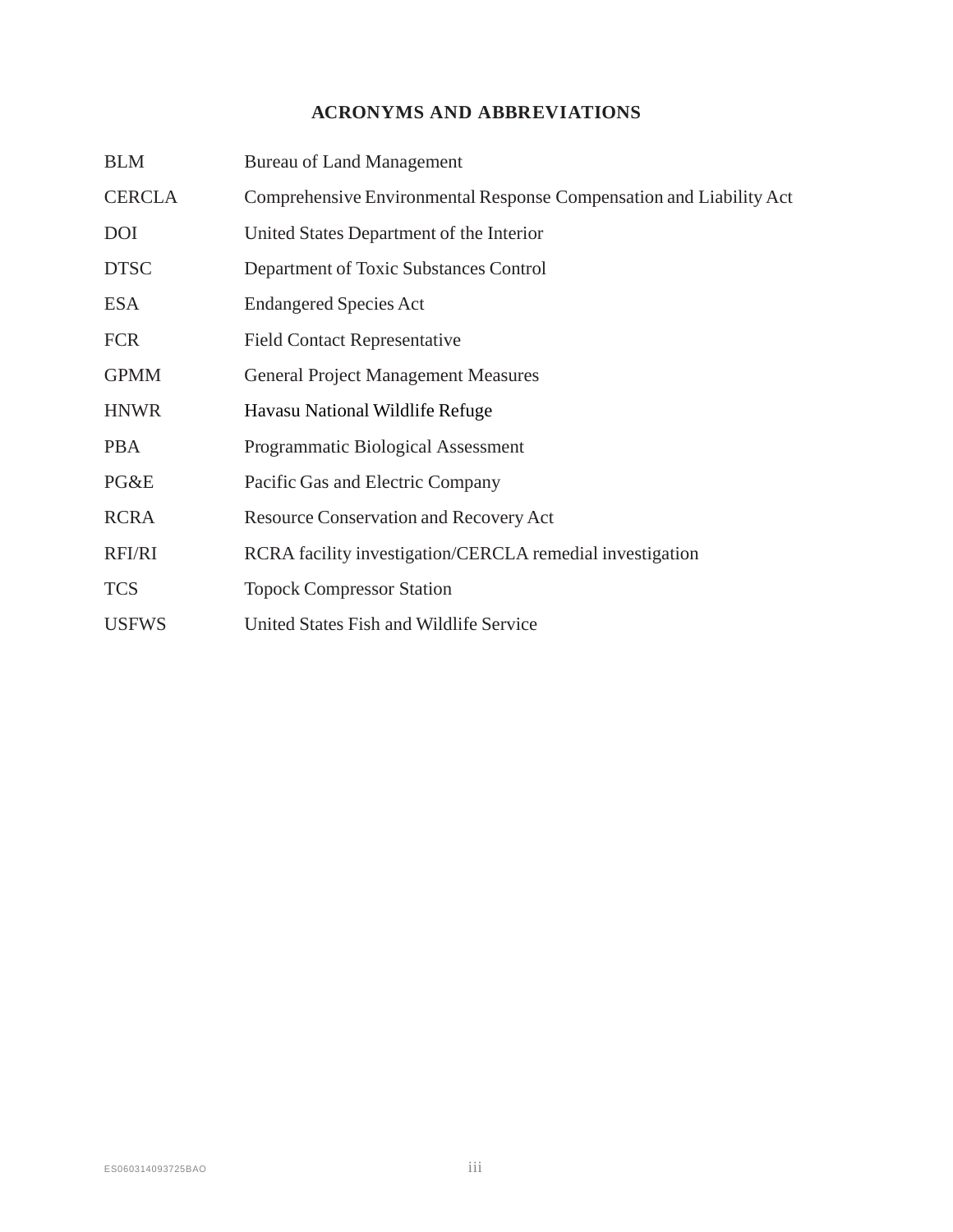# ACRONYMS AND ABBREVIATIONS

| | |
|---|---|
| BLM | Bureau of Land Management |
| CERCLA | Comprehensive Environmental Response Compensation and Liability Act |
| DOI | United States Department of the Interior |
| DTSC | Department of Toxic Substances Control |
| ESA | Endangered Species Act |
| FCR | Field Contact Representative |
| GPMM | General Project Management Measures |
| HNWR | Havasu National Wildlife Refuge |
| PBA | Programmatic Biological Assessment |
| PG&E | Pacific Gas and Electric Company |
| RCRA | Resource Conservation and Recovery Act |
| RFI/RI | RCRA facility investigation/CERCLA remedial investigation |
| TCS | Topock Compressor Station |
| USFWS | United States Fish and Wildlife Service |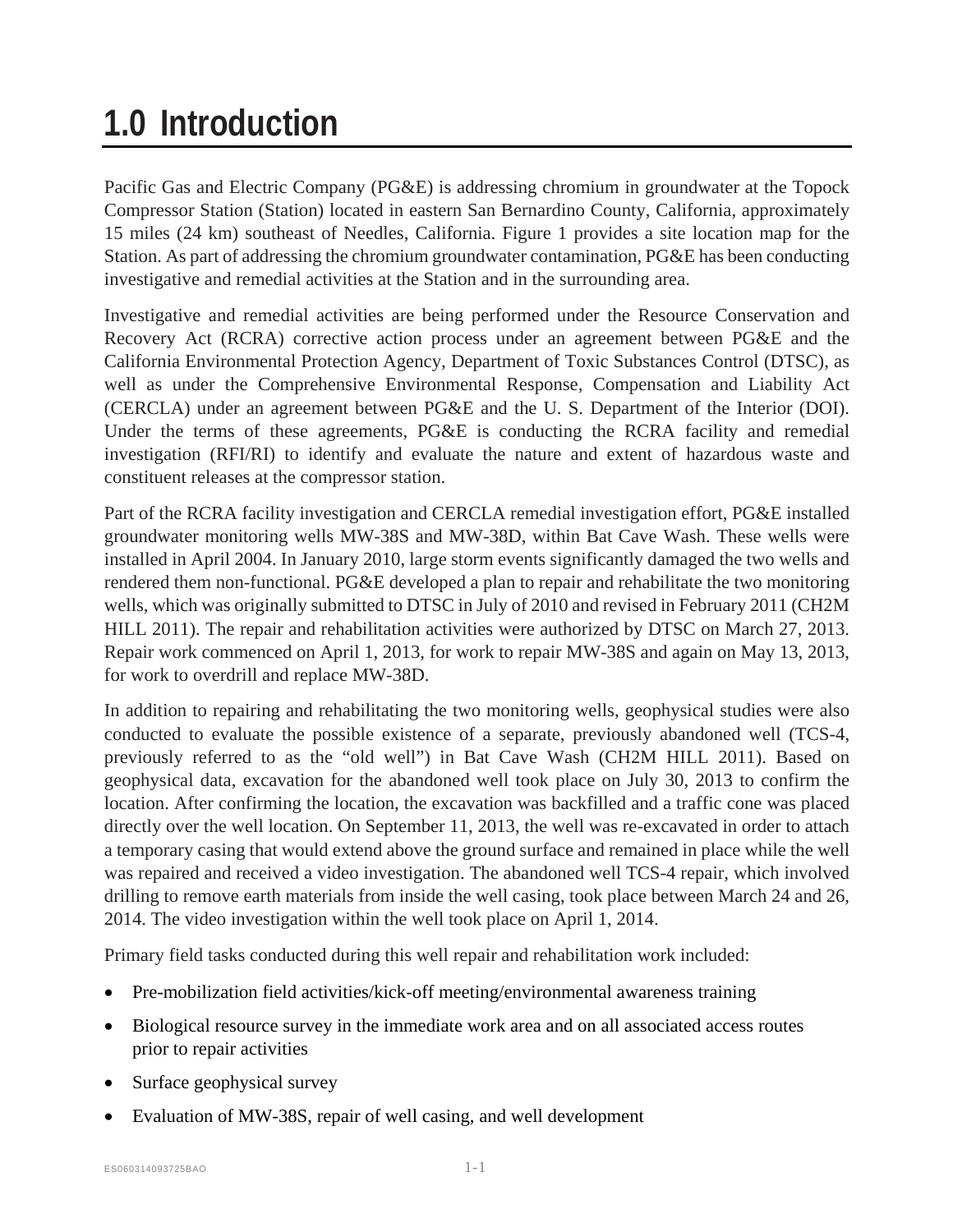# 1.0 Introduction

Pacific Gas and Electric Company (PG&E) is addressing chromium in groundwater at the Topock Compressor Station (Station) located in eastern San Bernardino County, California, approximately 15 miles (24 km) southeast of Needles, California. Figure 1 provides a site location map for the Station. As part of addressing the chromium groundwater contamination, PG&E has been conducting investigative and remedial activities at the Station and in the surrounding area.

Investigative and remedial activities are being performed under the Resource Conservation and Recovery Act (RCRA) corrective action process under an agreement between PG&E and the California Environmental Protection Agency, Department of Toxic Substances Control (DTSC), as well as under the Comprehensive Environmental Response, Compensation and Liability Act (CERCLA) under an agreement between PG&E and the U. S. Department of the Interior (DOI). Under the terms of these agreements, PG&E is conducting the RCRA facility and remedial investigation (RFI/RI) to identify and evaluate the nature and extent of hazardous waste and constituent releases at the compressor station.

Part of the RCRA facility investigation and CERCLA remedial investigation effort, PG&E installed groundwater monitoring wells MW-38S and MW-38D, within Bat Cave Wash. These wells were installed in April 2004. In January 2010, large storm events significantly damaged the two wells and rendered them non-functional. PG&E developed a plan to repair and rehabilitate the two monitoring wells, which was originally submitted to DTSC in July of 2010 and revised in February 2011 (CH2M HILL 2011). The repair and rehabilitation activities were authorized by DTSC on March 27, 2013. Repair work commenced on April 1, 2013, for work to repair MW-38S and again on May 13, 2013, for work to overdrill and replace MW-38D.

In addition to repairing and rehabilitating the two monitoring wells, geophysical studies were also conducted to evaluate the possible existence of a separate, previously abandoned well (TCS-4, previously referred to as the "old well") in Bat Cave Wash (CH2M HILL 2011). Based on geophysical data, excavation for the abandoned well took place on July 30, 2013 to confirm the location. After confirming the location, the excavation was backfilled and a traffic cone was placed directly over the well location. On September 11, 2013, the well was re-excavated in order to attach a temporary casing that would extend above the ground surface and remained in place while the well was repaired and received a video investigation. The abandoned well TCS-4 repair, which involved drilling to remove earth materials from inside the well casing, took place between March 24 and 26, 2014. The video investigation within the well took place on April 1, 2014.

Primary field tasks conducted during this well repair and rehabilitation work included:

- Pre-mobilization field activities/kick-off meeting/environmental awareness training
- Biological resource survey in the immediate work area and on all associated access routes prior to repair activities
- Surface geophysical survey
- Evaluation of MW-38S, repair of well casing, and well development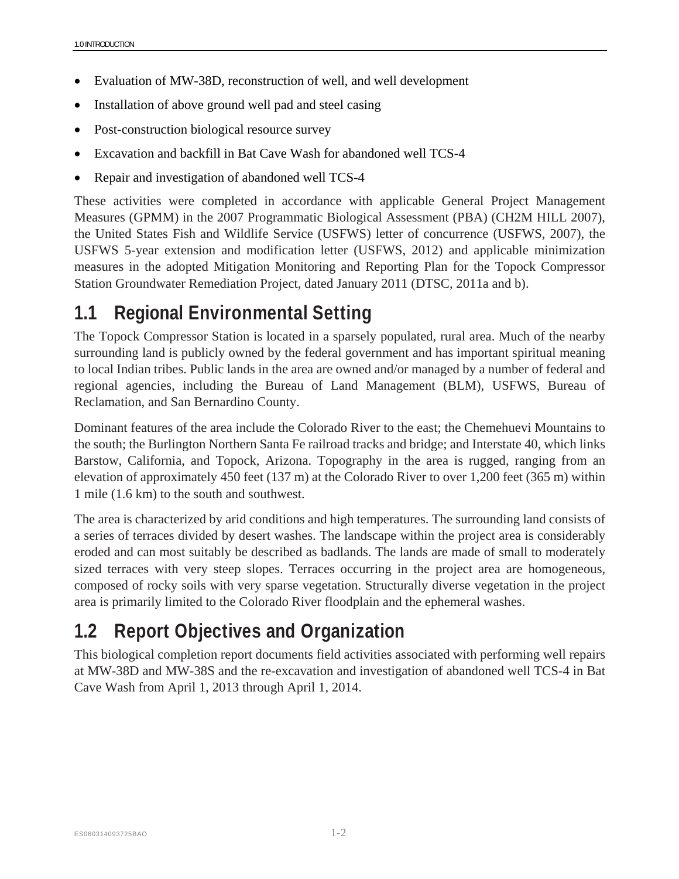- Evaluation of MW-38D, reconstruction of well, and well development
- Installation of above ground well pad and steel casing
- Post-construction biological resource survey
- Excavation and backfill in Bat Cave Wash for abandoned well TCS-4
- Repair and investigation of abandoned well TCS-4

These activities were completed in accordance with applicable General Project Management Measures (GPMM) in the 2007 Programmatic Biological Assessment (PBA) (CH2M HILL 2007), the United States Fish and Wildlife Service (USFWS) letter of concurrence (USFWS, 2007), the USFWS 5-year extension and modification letter (USFWS, 2012) and applicable minimization measures in the adopted Mitigation Monitoring and Reporting Plan for the Topock Compressor Station Groundwater Remediation Project, dated January 2011 (DTSC, 2011a and b).

## 1.1 Regional Environmental Setting

The Topock Compressor Station is located in a sparsely populated, rural area. Much of the nearby surrounding land is publicly owned by the federal government and has important spiritual meaning to local Indian tribes. Public lands in the area are owned and/or managed by a number of federal and regional agencies, including the Bureau of Land Management (BLM), USFWS, Bureau of Reclamation, and San Bernardino County.

Dominant features of the area include the Colorado River to the east; the Chemehuevi Mountains to the south; the Burlington Northern Santa Fe railroad tracks and bridge; and Interstate 40, which links Barstow, California, and Topock, Arizona. Topography in the area is rugged, ranging from an elevation of approximately 450 feet (137 m) at the Colorado River to over 1,200 feet (365 m) within 1 mile (1.6 km) to the south and southwest.

The area is characterized by arid conditions and high temperatures. The surrounding land consists of a series of terraces divided by desert washes. The landscape within the project area is considerably eroded and can most suitably be described as badlands. The lands are made of small to moderately sized terraces with very steep slopes. Terraces occurring in the project area are homogeneous, composed of rocky soils with very sparse vegetation. Structurally diverse vegetation in the project area is primarily limited to the Colorado River floodplain and the ephemeral washes.

## 1.2 Report Objectives and Organization

This biological completion report documents field activities associated with performing well repairs at MW-38D and MW-38S and the re-excavation and investigation of abandoned well TCS-4 in Bat Cave Wash from April 1, 2013 through April 1, 2014.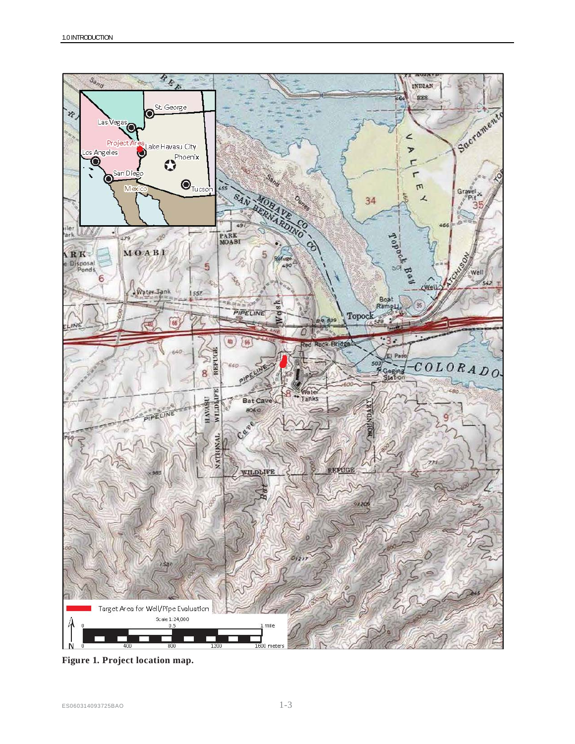**Figure 1. Project location map.**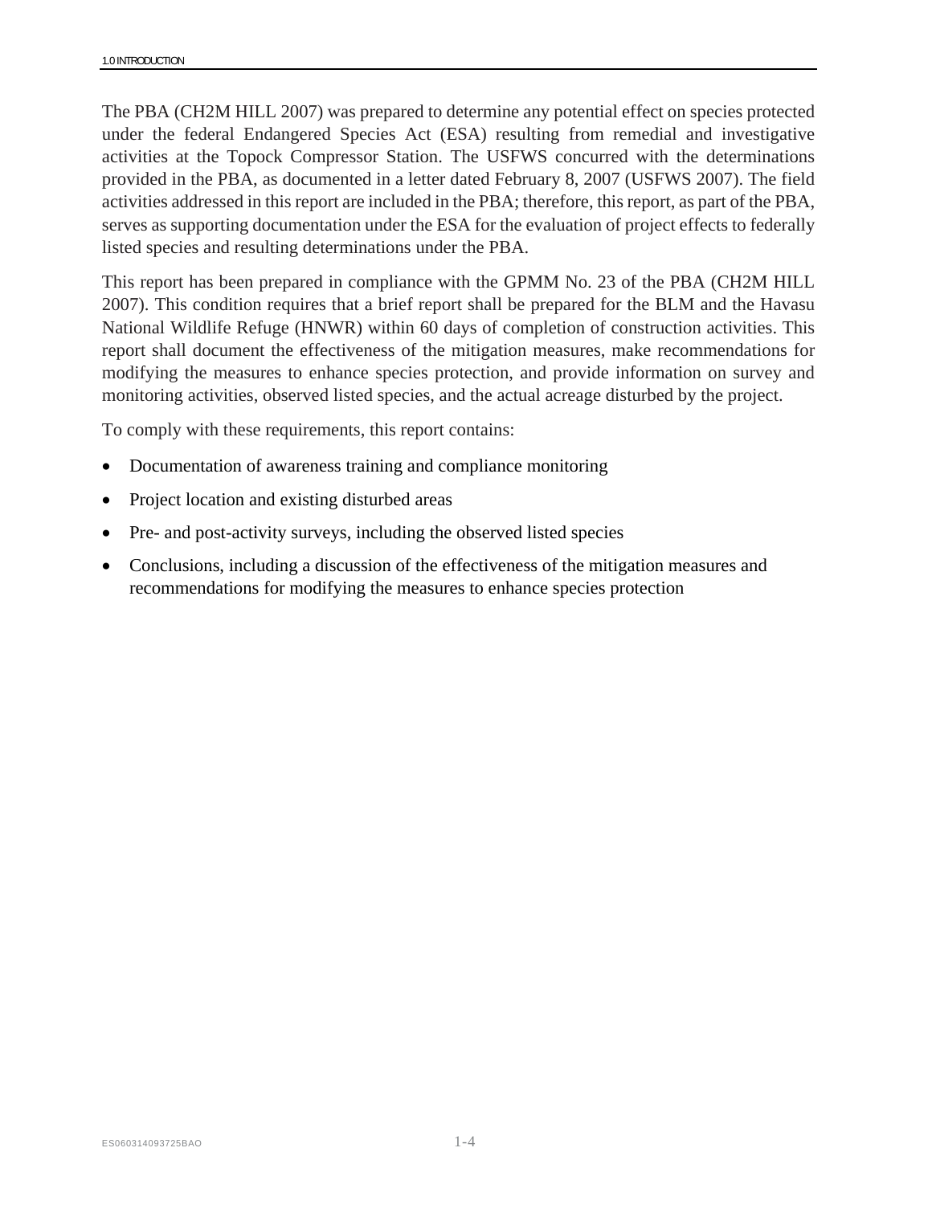The PBA (CH2M HILL 2007) was prepared to determine any potential effect on species protected under the federal Endangered Species Act (ESA) resulting from remedial and investigative activities at the Topock Compressor Station. The USFWS concurred with the determinations provided in the PBA, as documented in a letter dated February 8, 2007 (USFWS 2007). The field activities addressed in this report are included in the PBA; therefore, this report, as part of the PBA, serves as supporting documentation under the ESA for the evaluation of project effects to federally listed species and resulting determinations under the PBA.

This report has been prepared in compliance with the GPMM No. 23 of the PBA (CH2M HILL 2007). This condition requires that a brief report shall be prepared for the BLM and the Havasu National Wildlife Refuge (HNWR) within 60 days of completion of construction activities. This report shall document the effectiveness of the mitigation measures, make recommendations for modifying the measures to enhance species protection, and provide information on survey and monitoring activities, observed listed species, and the actual acreage disturbed by the project.

To comply with these requirements, this report contains:

- Documentation of awareness training and compliance monitoring
- Project location and existing disturbed areas
- Pre- and post-activity surveys, including the observed listed species
- Conclusions, including a discussion of the effectiveness of the mitigation measures and recommendations for modifying the measures to enhance species protection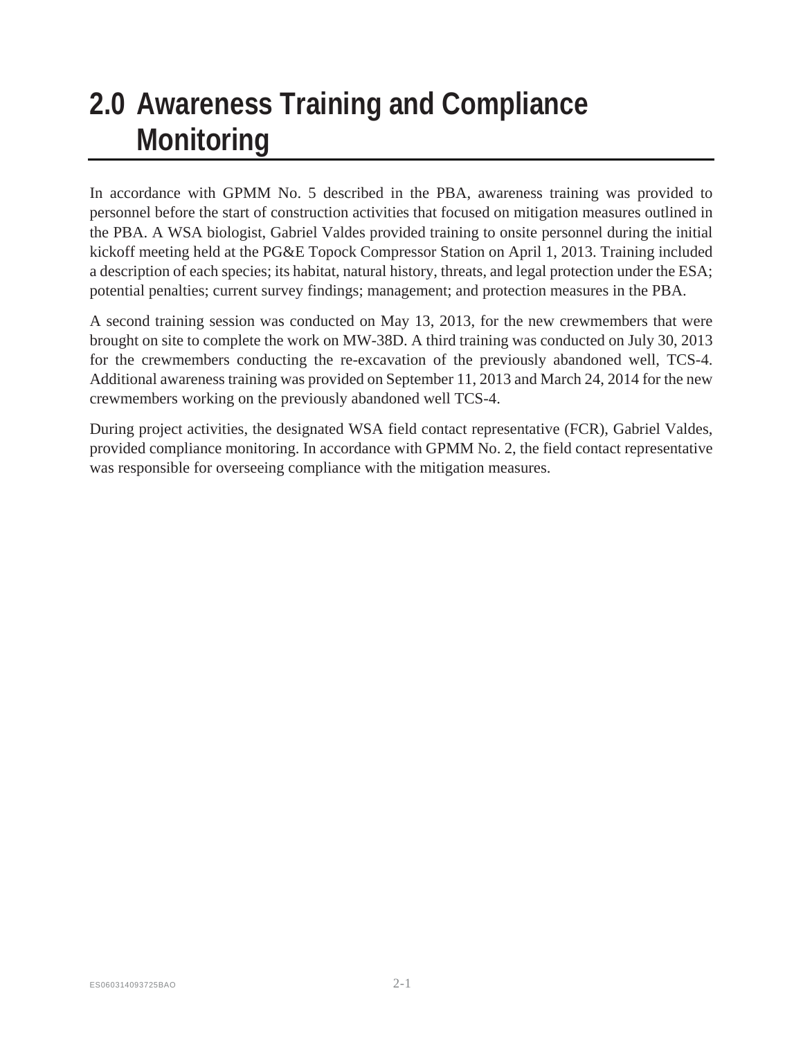# 2.0 Awareness Training and Compliance Monitoring

In accordance with GPMM No. 5 described in the PBA, awareness training was provided to personnel before the start of construction activities that focused on mitigation measures outlined in the PBA. A WSA biologist, Gabriel Valdes provided training to onsite personnel during the initial kickoff meeting held at the PG&E Topock Compressor Station on April 1, 2013. Training included a description of each species; its habitat, natural history, threats, and legal protection under the ESA; potential penalties; current survey findings; management; and protection measures in the PBA.

A second training session was conducted on May 13, 2013, for the new crewmembers that were brought on site to complete the work on MW-38D. A third training was conducted on July 30, 2013 for the crewmembers conducting the re-excavation of the previously abandoned well, TCS-4. Additional awareness training was provided on September 11, 2013 and March 24, 2014 for the new crewmembers working on the previously abandoned well TCS-4.

During project activities, the designated WSA field contact representative (FCR), Gabriel Valdes, provided compliance monitoring. In accordance with GPMM No. 2, the field contact representative was responsible for overseeing compliance with the mitigation measures.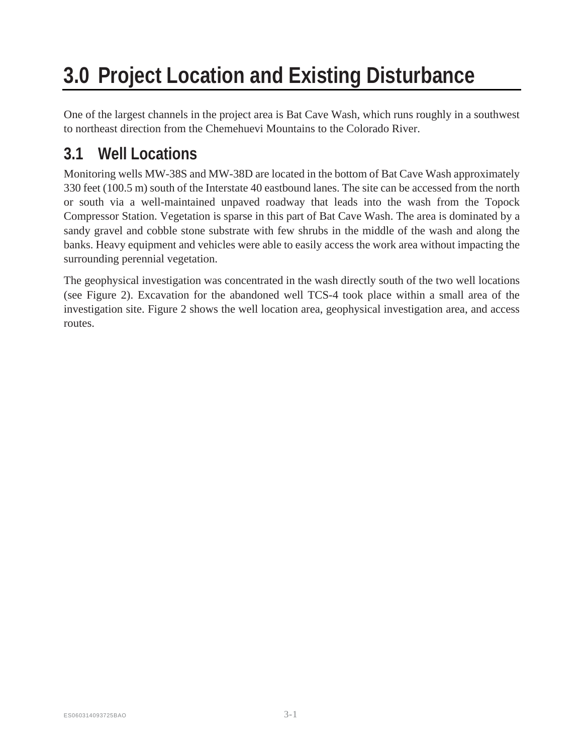# 3.0 Project Location and Existing Disturbance

One of the largest channels in the project area is Bat Cave Wash, which runs roughly in a southwest to northeast direction from the Chemehuevi Mountains to the Colorado River.

## 3.1 Well Locations

Monitoring wells MW-38S and MW-38D are located in the bottom of Bat Cave Wash approximately 330 feet (100.5 m) south of the Interstate 40 eastbound lanes. The site can be accessed from the north or south via a well-maintained unpaved roadway that leads into the wash from the Topock Compressor Station. Vegetation is sparse in this part of Bat Cave Wash. The area is dominated by a sandy gravel and cobble stone substrate with few shrubs in the middle of the wash and along the banks. Heavy equipment and vehicles were able to easily access the work area without impacting the surrounding perennial vegetation.

The geophysical investigation was concentrated in the wash directly south of the two well locations (see Figure 2). Excavation for the abandoned well TCS-4 took place within a small area of the investigation site. Figure 2 shows the well location area, geophysical investigation area, and access routes.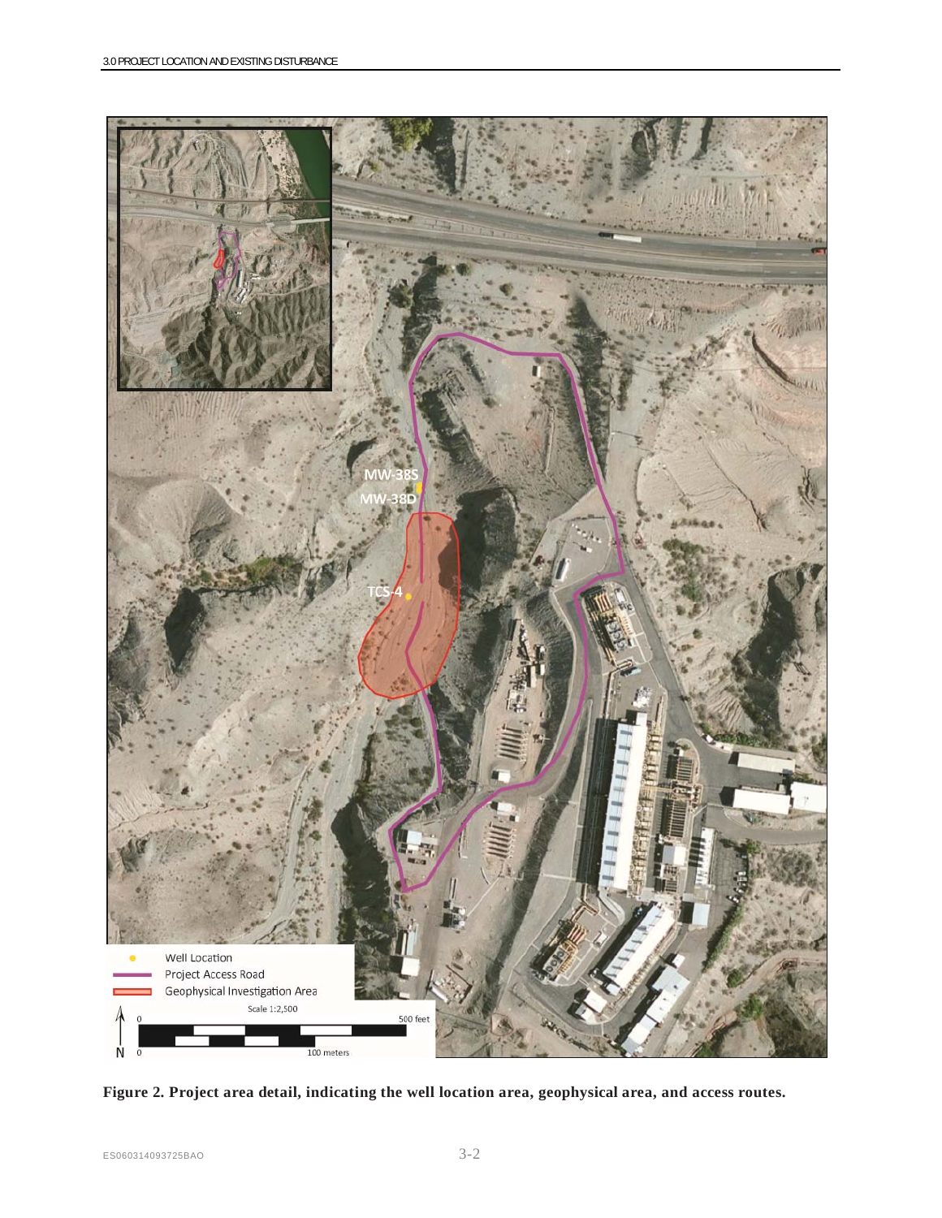**Figure 2. Project area detail, indicating the well location area, geophysical area, and access routes.**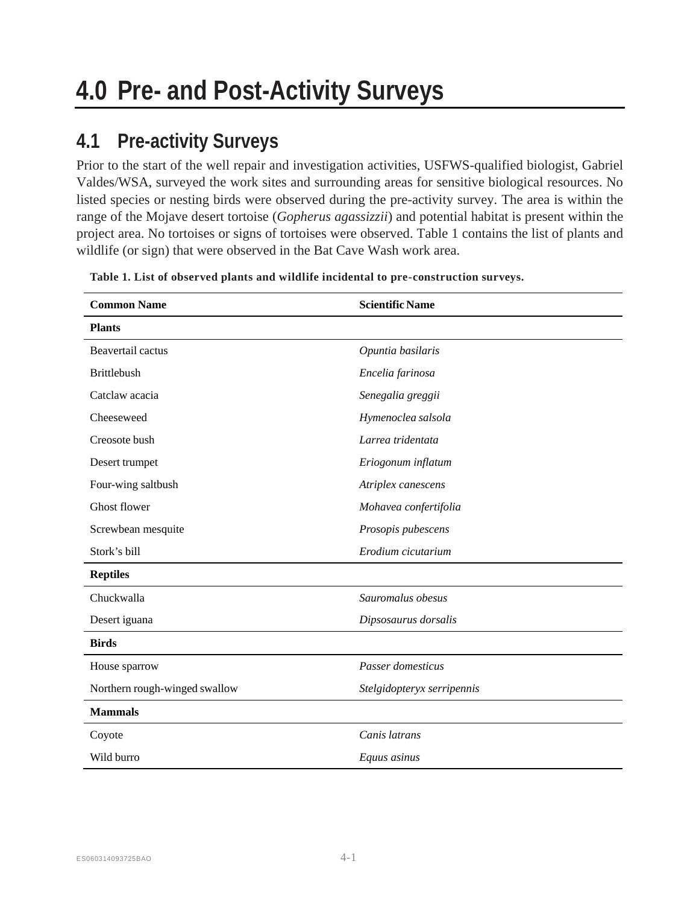# 4.0 Pre- and Post-Activity Surveys

## 4.1 Pre-activity Surveys

Prior to the start of the well repair and investigation activities, USFWS-qualified biologist, Gabriel Valdes/WSA, surveyed the work sites and surrounding areas for sensitive biological resources. No listed species or nesting birds were observed during the pre-activity survey. The area is within the range of the Mojave desert tortoise (*Gopherus agassizzii*) and potential habitat is present within the project area. No tortoises or signs of tortoises were observed. Table 1 contains the list of plants and wildlife (or sign) that were observed in the Bat Cave Wash work area.

**Table 1. List of observed plants and wildlife incidental to pre-construction surveys.**

| Common Name | Scientific Name |
|---|---|
| **Plants** | |
| Beavertail cactus | *Opuntia basilaris* |
| Brittlebush | *Encelia farinosa* |
| Catclaw acacia | *Senegalia greggii* |
| Cheeseweed | *Hymenoclea salsola* |
| Creosote bush | *Larrea tridentata* |
| Desert trumpet | *Eriogonum inflatum* |
| Four-wing saltbush | *Atriplex canescens* |
| Ghost flower | *Mohavea confertifolia* |
| Screwbean mesquite | *Prosopis pubescens* |
| Stork's bill | *Erodium cicutarium* |
| **Reptiles** | |
| Chuckwalla | *Sauromalus obesus* |
| Desert iguana | *Dipsosaurus dorsalis* |
| **Birds** | |
| House sparrow | *Passer domesticus* |
| Northern rough-winged swallow | *Stelgidopteryx serripennis* |
| **Mammals** | |
| Coyote | *Canis latrans* |
| Wild burro | *Equus asinus* |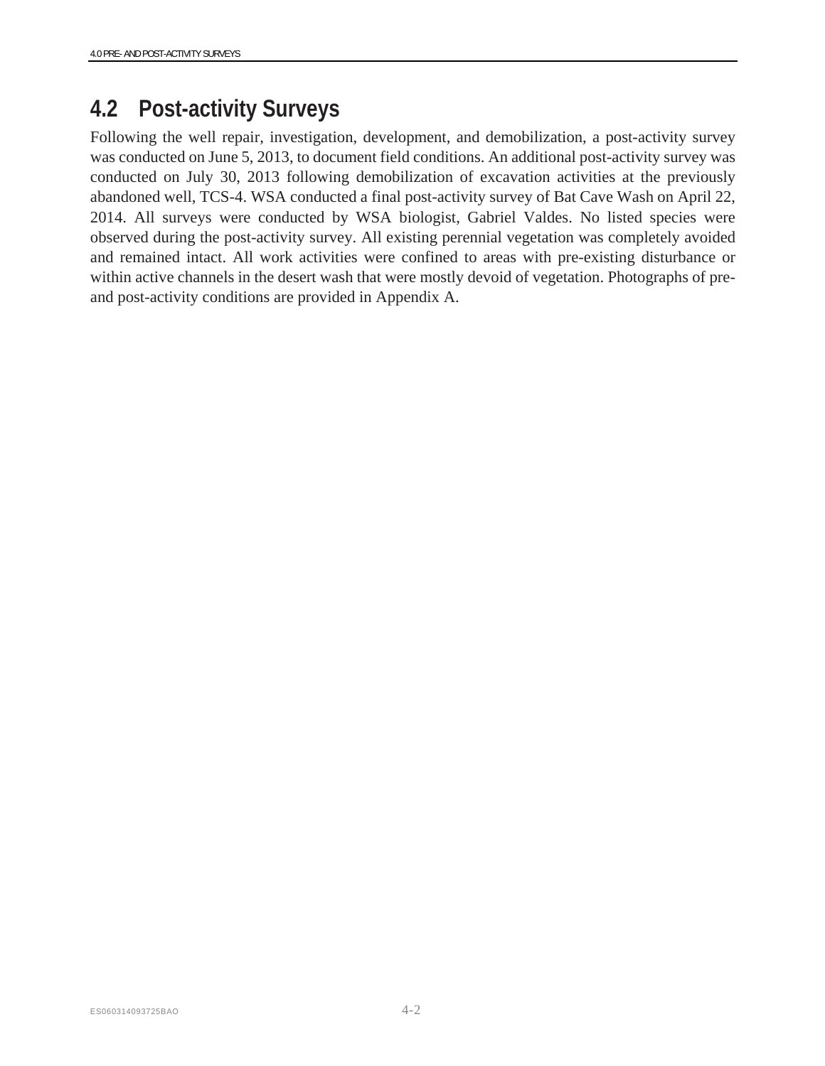## 4.2 Post-activity Surveys

Following the well repair, investigation, development, and demobilization, a post-activity survey was conducted on June 5, 2013, to document field conditions. An additional post-activity survey was conducted on July 30, 2013 following demobilization of excavation activities at the previously abandoned well, TCS-4. WSA conducted a final post-activity survey of Bat Cave Wash on April 22, 2014. All surveys were conducted by WSA biologist, Gabriel Valdes. No listed species were observed during the post-activity survey. All existing perennial vegetation was completely avoided and remained intact. All work activities were confined to areas with pre-existing disturbance or within active channels in the desert wash that were mostly devoid of vegetation. Photographs of pre- and post-activity conditions are provided in Appendix A.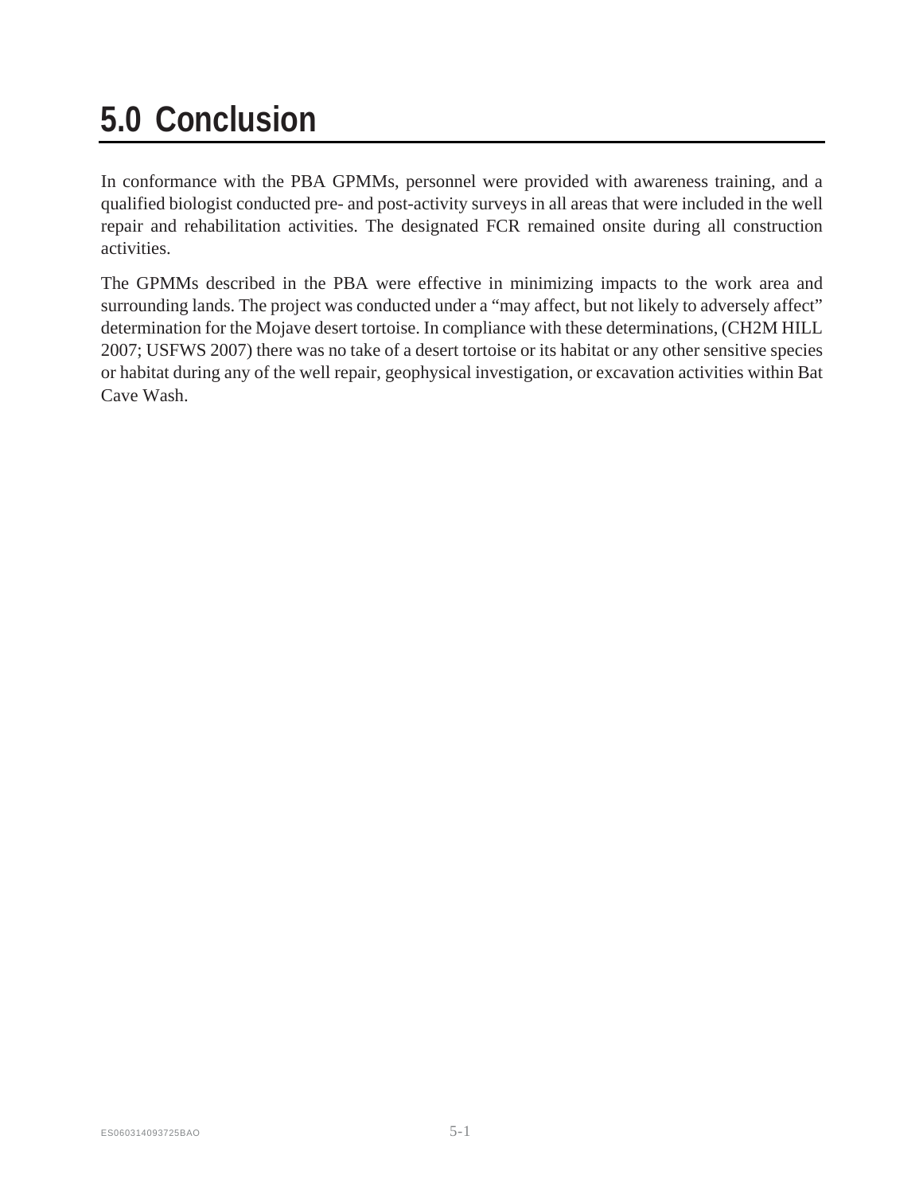# 5.0 Conclusion

In conformance with the PBA GPMMs, personnel were provided with awareness training, and a qualified biologist conducted pre- and post-activity surveys in all areas that were included in the well repair and rehabilitation activities. The designated FCR remained onsite during all construction activities.

The GPMMs described in the PBA were effective in minimizing impacts to the work area and surrounding lands. The project was conducted under a "may affect, but not likely to adversely affect" determination for the Mojave desert tortoise. In compliance with these determinations, (CH2M HILL 2007; USFWS 2007) there was no take of a desert tortoise or its habitat or any other sensitive species or habitat during any of the well repair, geophysical investigation, or excavation activities within Bat Cave Wash.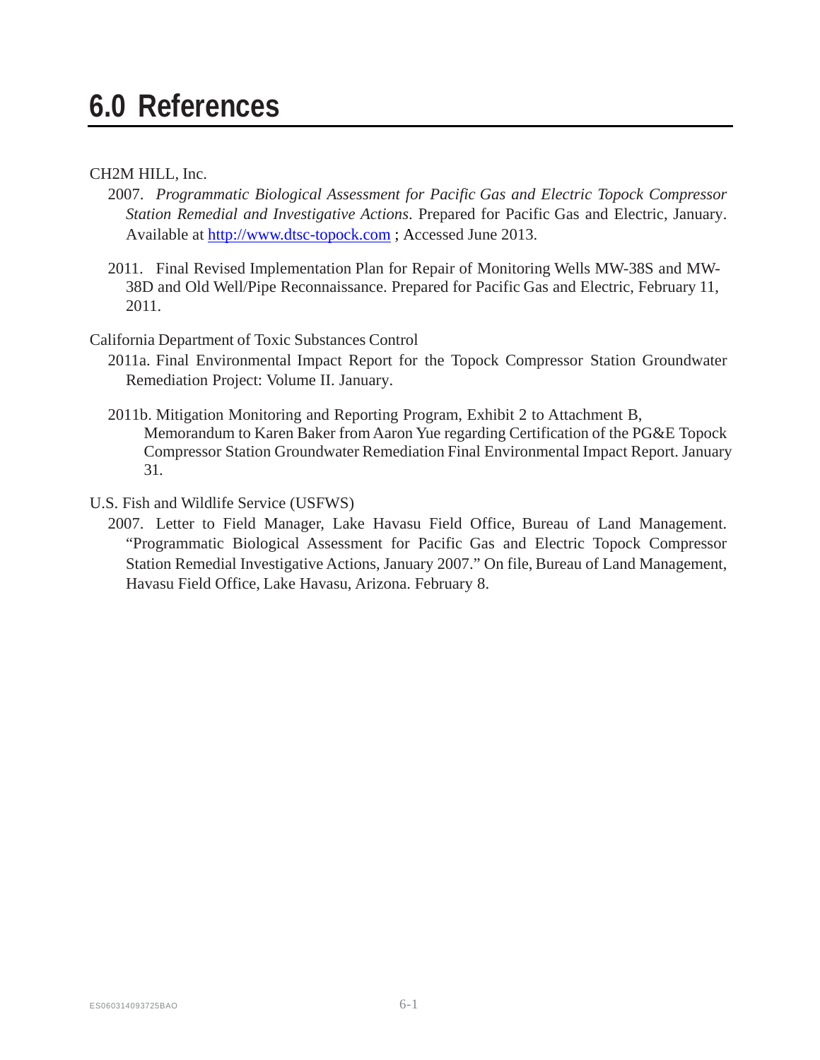# 6.0 References

CH2M HILL, Inc.

2007. *Programmatic Biological Assessment for Pacific Gas and Electric Topock Compressor Station Remedial and Investigative Actions*. Prepared for Pacific Gas and Electric, January. Available at http://www.dtsc-topock.com ; Accessed June 2013.

2011. Final Revised Implementation Plan for Repair of Monitoring Wells MW-38S and MW-38D and Old Well/Pipe Reconnaissance. Prepared for Pacific Gas and Electric, February 11, 2011.

California Department of Toxic Substances Control

2011a. Final Environmental Impact Report for the Topock Compressor Station Groundwater Remediation Project: Volume II. January.

2011b. Mitigation Monitoring and Reporting Program, Exhibit 2 to Attachment B, Memorandum to Karen Baker from Aaron Yue regarding Certification of the PG&E Topock Compressor Station Groundwater Remediation Final Environmental Impact Report. January 31.

U.S. Fish and Wildlife Service (USFWS)

2007. Letter to Field Manager, Lake Havasu Field Office, Bureau of Land Management. "Programmatic Biological Assessment for Pacific Gas and Electric Topock Compressor Station Remedial Investigative Actions, January 2007." On file, Bureau of Land Management, Havasu Field Office, Lake Havasu, Arizona. February 8.